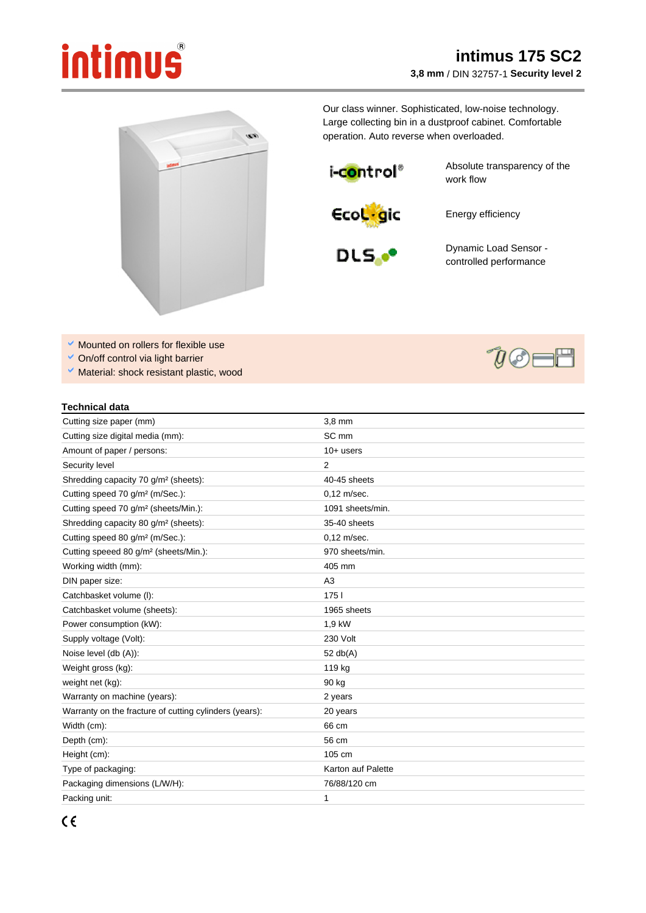# intimus 175 SC2

**3,8 mm** / DIN 32757-1 **Security level 2**

Our class winner. Sophisticated, low-noise technology. Large collecting bin in a dustproof cabinet. Comfortable operation. Auto reverse when overloaded.

i-control® — Absolute transparency of the work flow

EcoLogic — Energy efficiency

DLS — Dynamic Load Sensor - controlled performance

- Mounted on rollers for flexible use
- On/off control via light barrier
- Material: shock resistant plastic, wood

## Technical data

| | |
|---|---|
| Cutting size paper (mm) | 3,8 mm |
| Cutting size digital media (mm): | SC mm |
| Amount of paper / persons: | 10+ users |
| Security level | 2 |
| Shredding capacity 70 g/m² (sheets): | 40-45 sheets |
| Cutting speed 70 g/m² (m/Sec.): | 0,12 m/sec. |
| Cutting speed 70 g/m² (sheets/Min.): | 1091 sheets/min. |
| Shredding capacity 80 g/m² (sheets): | 35-40 sheets |
| Cutting speed 80 g/m² (m/Sec.): | 0,12 m/sec. |
| Cutting speeed 80 g/m² (sheets/Min.): | 970 sheets/min. |
| Working width (mm): | 405 mm |
| DIN paper size: | A3 |
| Catchbasket volume (l): | 175 l |
| Catchbasket volume (sheets): | 1965 sheets |
| Power consumption (kW): | 1,9 kW |
| Supply voltage (Volt): | 230 Volt |
| Noise level (db (A)): | 52 db(A) |
| Weight gross (kg): | 119 kg |
| weight net (kg): | 90 kg |
| Warranty on machine (years): | 2 years |
| Warranty on the fracture of cutting cylinders (years): | 20 years |
| Width (cm): | 66 cm |
| Depth (cm): | 56 cm |
| Height (cm): | 105 cm |
| Type of packaging: | Karton auf Palette |
| Packaging dimensions (L/W/H): | 76/88/120 cm |
| Packing unit: | 1 |

CE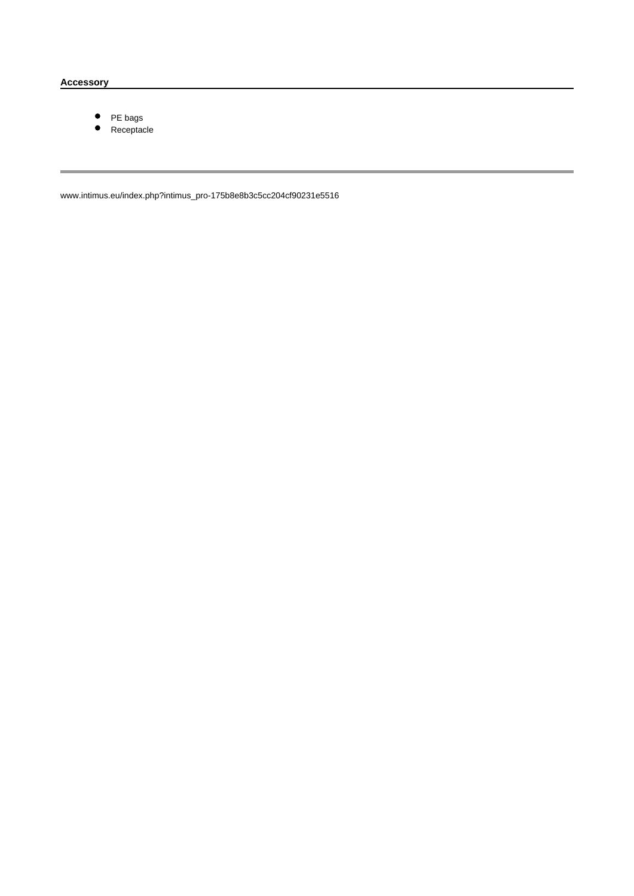**Accessory**

- PE bags
- Receptacle

---

www.intimus.eu/index.php?intimus_pro-175b8e8b3c5cc204cf90231e5516